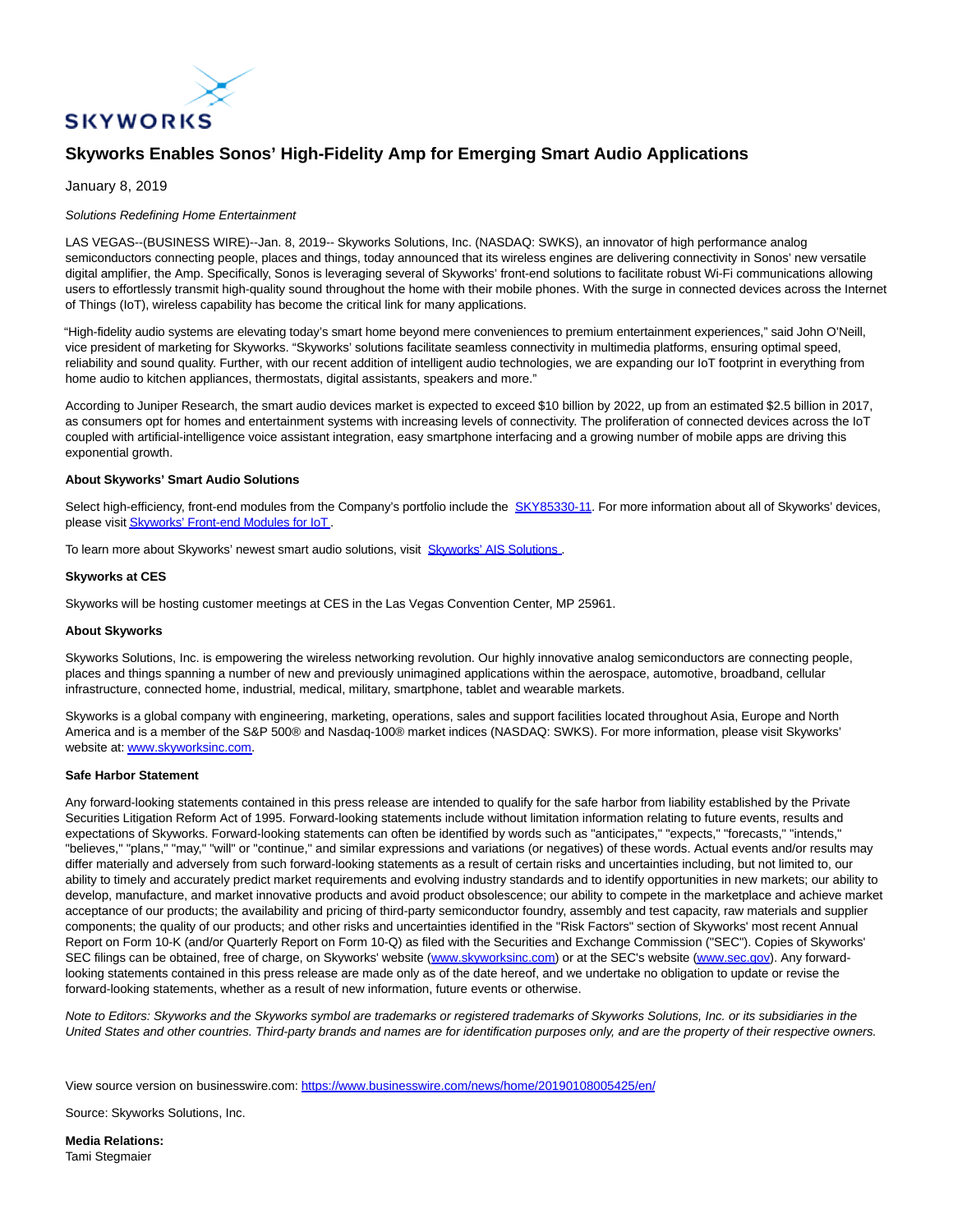SKYWORKS

# Skyworks Enables Sonos' High-Fidelity Amp for Emerging Smart Audio Applications

January 8, 2019

*Solutions Redefining Home Entertainment*

LAS VEGAS--(BUSINESS WIRE)--Jan. 8, 2019-- Skyworks Solutions, Inc. (NASDAQ: SWKS), an innovator of high performance analog semiconductors connecting people, places and things, today announced that its wireless engines are delivering connectivity in Sonos' new versatile digital amplifier, the Amp. Specifically, Sonos is leveraging several of Skyworks' front-end solutions to facilitate robust Wi-Fi communications allowing users to effortlessly transmit high-quality sound throughout the home with their mobile phones. With the surge in connected devices across the Internet of Things (IoT), wireless capability has become the critical link for many applications.

"High-fidelity audio systems are elevating today's smart home beyond mere conveniences to premium entertainment experiences," said John O'Neill, vice president of marketing for Skyworks. "Skyworks' solutions facilitate seamless connectivity in multimedia platforms, ensuring optimal speed, reliability and sound quality. Further, with our recent addition of intelligent audio technologies, we are expanding our IoT footprint in everything from home audio to kitchen appliances, thermostats, digital assistants, speakers and more."

According to Juniper Research, the smart audio devices market is expected to exceed $10 billion by 2022, up from an estimated $2.5 billion in 2017, as consumers opt for homes and entertainment systems with increasing levels of connectivity. The proliferation of connected devices across the IoT coupled with artificial-intelligence voice assistant integration, easy smartphone interfacing and a growing number of mobile apps are driving this exponential growth.

**About Skyworks' Smart Audio Solutions**

Select high-efficiency, front-end modules from the Company's portfolio include the SKY85330-11. For more information about all of Skyworks' devices, please visit Skyworks' Front-end Modules for IoT.

To learn more about Skyworks' newest smart audio solutions, visit Skyworks' AIS Solutions.

**Skyworks at CES**

Skyworks will be hosting customer meetings at CES in the Las Vegas Convention Center, MP 25961.

**About Skyworks**

Skyworks Solutions, Inc. is empowering the wireless networking revolution. Our highly innovative analog semiconductors are connecting people, places and things spanning a number of new and previously unimagined applications within the aerospace, automotive, broadband, cellular infrastructure, connected home, industrial, medical, military, smartphone, tablet and wearable markets.

Skyworks is a global company with engineering, marketing, operations, sales and support facilities located throughout Asia, Europe and North America and is a member of the S&P 500® and Nasdaq-100® market indices (NASDAQ: SWKS). For more information, please visit Skyworks' website at: www.skyworksinc.com.

**Safe Harbor Statement**

Any forward-looking statements contained in this press release are intended to qualify for the safe harbor from liability established by the Private Securities Litigation Reform Act of 1995. Forward-looking statements include without limitation information relating to future events, results and expectations of Skyworks. Forward-looking statements can often be identified by words such as "anticipates," "expects," "forecasts," "intends," "believes," "plans," "may," "will" or "continue," and similar expressions and variations (or negatives) of these words. Actual events and/or results may differ materially and adversely from such forward-looking statements as a result of certain risks and uncertainties including, but not limited to, our ability to timely and accurately predict market requirements and evolving industry standards and to identify opportunities in new markets; our ability to develop, manufacture, and market innovative products and avoid product obsolescence; our ability to compete in the marketplace and achieve market acceptance of our products; the availability and pricing of third-party semiconductor foundry, assembly and test capacity, raw materials and supplier components; the quality of our products; and other risks and uncertainties identified in the "Risk Factors" section of Skyworks' most recent Annual Report on Form 10-K (and/or Quarterly Report on Form 10-Q) as filed with the Securities and Exchange Commission ("SEC"). Copies of Skyworks' SEC filings can be obtained, free of charge, on Skyworks' website (www.skyworksinc.com) or at the SEC's website (www.sec.gov). Any forward-looking statements contained in this press release are made only as of the date hereof, and we undertake no obligation to update or revise the forward-looking statements, whether as a result of new information, future events or otherwise.

*Note to Editors: Skyworks and the Skyworks symbol are trademarks or registered trademarks of Skyworks Solutions, Inc. or its subsidiaries in the United States and other countries. Third-party brands and names are for identification purposes only, and are the property of their respective owners.*

View source version on businesswire.com: https://www.businesswire.com/news/home/20190108005425/en/

Source: Skyworks Solutions, Inc.

**Media Relations:**
Tami Stegmaier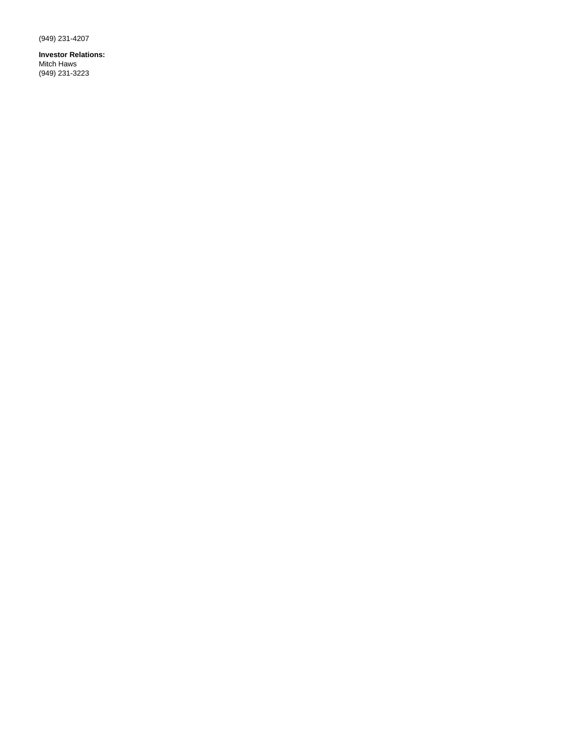(949) 231-4207

**Investor Relations:**
Mitch Haws
(949) 231-3223